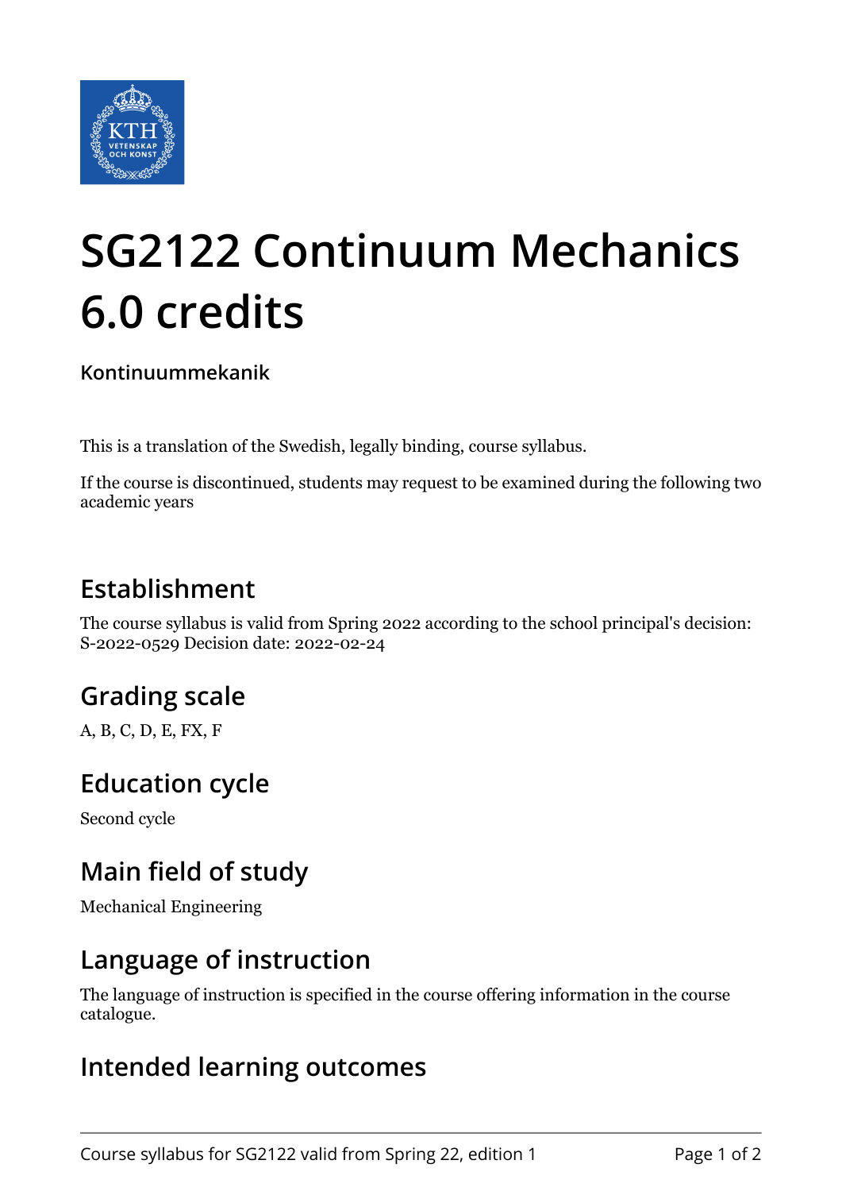# SG2122 Continuum Mechanics 6.0 credits

**Kontinuummekanik**

This is a translation of the Swedish, legally binding, course syllabus.

If the course is discontinued, students may request to be examined during the following two academic years

## Establishment

The course syllabus is valid from Spring 2022 according to the school principal's decision: S-2022-0529 Decision date: 2022-02-24

## Grading scale

A, B, C, D, E, FX, F

## Education cycle

Second cycle

## Main field of study

Mechanical Engineering

## Language of instruction

The language of instruction is specified in the course offering information in the course catalogue.

## Intended learning outcomes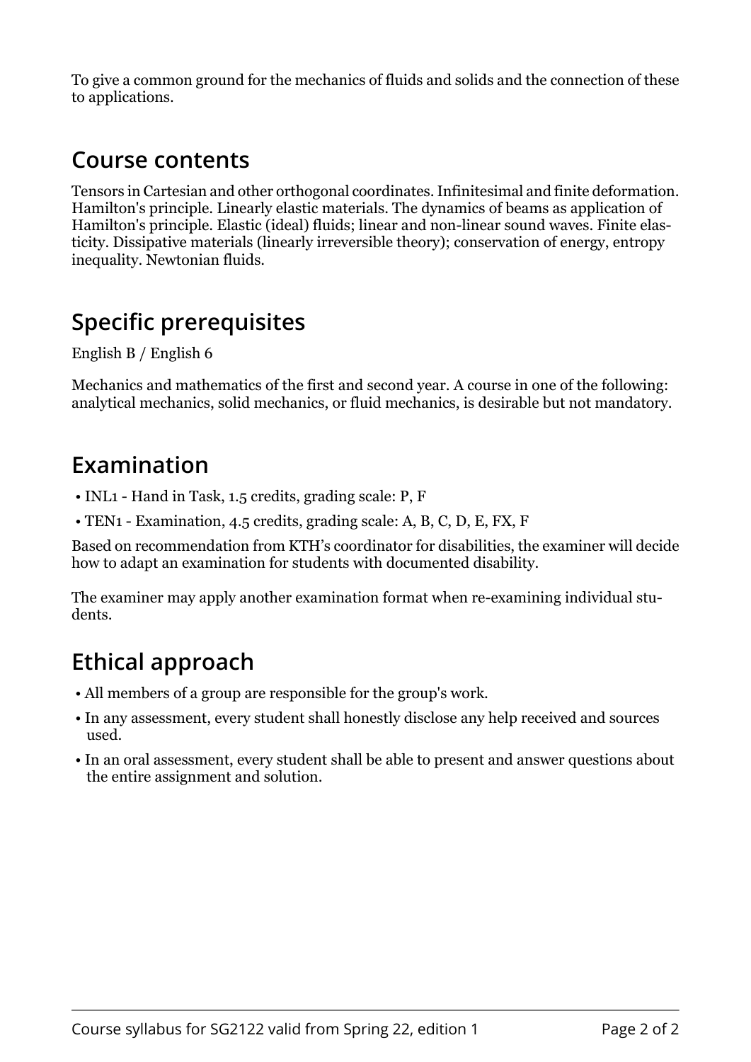To give a common ground for the mechanics of fluids and solids and the connection of these to applications.

## Course contents

Tensors in Cartesian and other orthogonal coordinates. Infinitesimal and finite deformation. Hamilton's principle. Linearly elastic materials. The dynamics of beams as application of Hamilton's principle. Elastic (ideal) fluids; linear and non-linear sound waves. Finite elasticity. Dissipative materials (linearly irreversible theory); conservation of energy, entropy inequality. Newtonian fluids.

## Specific prerequisites

English B / English 6

Mechanics and mathematics of the first and second year. A course in one of the following: analytical mechanics, solid mechanics, or fluid mechanics, is desirable but not mandatory.

## Examination

- INL1 - Hand in Task, 1.5 credits, grading scale: P, F
- TEN1 - Examination, 4.5 credits, grading scale: A, B, C, D, E, FX, F

Based on recommendation from KTH's coordinator for disabilities, the examiner will decide how to adapt an examination for students with documented disability.

The examiner may apply another examination format when re-examining individual students.

## Ethical approach

- All members of a group are responsible for the group's work.
- In any assessment, every student shall honestly disclose any help received and sources used.
- In an oral assessment, every student shall be able to present and answer questions about the entire assignment and solution.